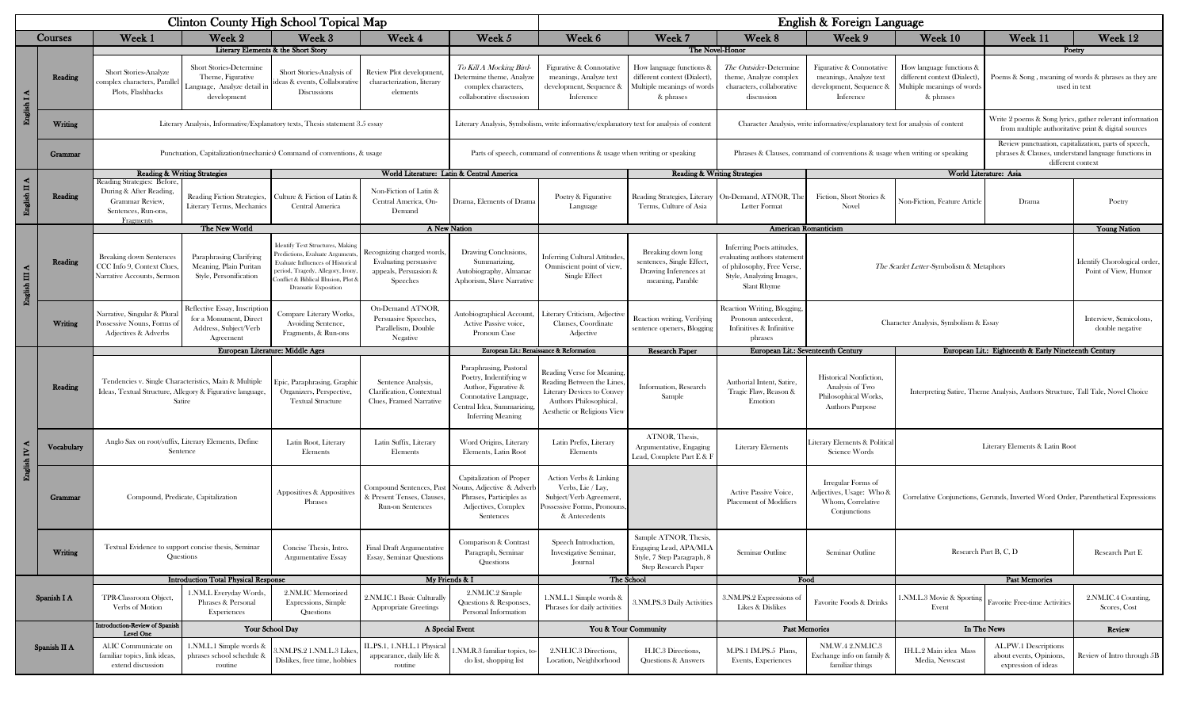# Clinton County High School Topical Map — English & Foreign Language

| Courses | | Week 1 | Week 2 | Week 3 | Week 4 | Week 5 | Week 6 | Week 7 | Week 8 | Week 9 | Week 10 | Week 11 | Week 12 |
|---|---|---|---|---|---|---|---|---|---|---|---|---|---|
| English I A | | Literary Elements & the Short Story | | | | The Novel-Honor | | | | | | Poetry | |
| | Reading | Short Stories-Analyze complex characters, Parallel Plots, Flashbacks | Short Stories-Determine Theme, Figurative Language, Analyze detail in development | Short Stories-Analysis of ideas & events, Collaborative Discussions | Review Plot development, characterization, literary elements | *To Kill A Mocking Bird*-Determine theme, Analyze complex characters, collaborative discussion | Figurative & Connotative meanings, Analyze text development, Sequence & Inference | How language functions & different context (Dialect), Multiple meanings of words & phrases | *The Outsider*-Determine theme, Analyze complex characters, collaborative discussion | Figurative & Connotative meanings, Analyze text development, Sequence & Inference | How language functions & different context (Dialect), Multiple meanings of words & phrases | Poems & Song , meaning of words & phrases as they are used in text | |
| | Writing | Literary Analysis, Informative/Explanatory texts, Thesis statement 3.5 essay | | | | Literary Analysis, Symbolism, write informative/explanatory text for analysis of content | | | Character Analysis, write informative/explanatory text for analysis of content | | | Write 2 poems & Song lyrics, gather relevant information from multiple authoritative print & digital sources | |
| | Grammar | Punctuation, Capitalization(mechanics) Command of conventions, & usage | | | | Parts of speech, command of conventions & usage when writing or speaking | | | Phrases & Clauses, command of conventions & usage when writing or speaking | | | Review punctuation, capitalization, parts of speech, phrases & Clauses, understand language functions in different context | |
| English II A | | Reading & Writing Strategies | | World Literature: Latin & Central America | | | | Reading & Writing Strategies | | World Literature: Asia | | | |
| | Reading | Reading Strategies: Before, During & After Reading, Grammar Review, Sentences, Run-ons, Fragments | Reading Fiction Strategies, Literary Terms, Mechanics | Culture & Fiction of Latin & Central America | Non-Fiction of Latin & Central America, On-Demand | Drama, Elements of Drama | Poetry & Figurative Language | Reading Strategies, Literary Terms, Culture of Asia | On-Demand, ATNOR, The Letter Format | Fiction, Short Stories & Novel | Non-Fiction, Feature Article | Drama | Poetry |
| English III A | | The New World | | | A New Nation | | | American Romanticism | | | | | Young Nation |
| | Reading | Breaking down Sentences CCC Info 9, Context Clues, Narrative Accounts, Sermon | Paraphrasing Clarifying Meaning, Plain Puritan Style, Personification | Identify Text Structures, Making Predictions, Evaluate Arguments, Evaluate Influences of Historical period, Tragedy, Allegory, Irony, Conflict & Biblical Illusion, Plot & Dramatic Exposition | Recognizing charged words, Evaluating persuasive appeals, Persuasion & Speeches | Drawing Conclusions, Summarizing, Autobiography, Almanac Aphorism, Slave Narrative | Inferring Cultural Attitudes, Omniscient point of view, Single Effect | Breaking down long sentences, Single Effect, Drawing Inferences at meaning, Parable | Inferring Poets attitudes, evaluating authors statement of philosophy, Free Verse, Style, Analyzing Images, Slant Rhyme | *The Scarlet Letter*-Symbolism & Metaphors | | | Identify Chorological order, Point of View, Humor |
| | Writing | Narrative, Singular & Plural Possessive Nouns, Forms of Adjectives & Adverbs | Reflective Essay, Inscription for a Monument, Direct Address, Subject/Verb Agreement | Compare Literary Works, Avoiding Sentence, Fragments, & Run-ons | On-Demand ATNOR, Persuasive Speeches, Parallelism, Double Negative | Autobiographical Account, Active Passive voice, Pronoun Case | Literary Criticism, Adjective Clauses, Coordinate Adjective | Reaction writing, Verifying sentence openers, Blogging | Reaction Writing, Blogging, Pronoun antecedent, Infinitives & Infinitive phrases | Character Analysis, Symbolism & Essay | | | Interview, Semicolons, double negative |
| English IV A | | European Literature: Middle Ages | | | | European Lit.: Renaissance & Reformation | | Research Paper | European Lit.: Seventeenth Century | | European Lit.: Eighteenth & Early Nineteenth Century | | |
| | Reading | Tendencies v. Single Characteristics, Main & Multiple Ideas, Textual Structure, Allegory & Figurative language, Satire | | Epic, Paraphrasing, Graphic Organizers, Perspective, Textual Structure | Sentence Analysis, Clarification, Contextual Clues, Framed Narrative | Paraphrasing, Pastoral Poetry, Indentifying w Author, Figurative & Connotative Language, Central Idea, Summarizing, Inferring Meaning | Reading Verse for Meaning, Reading Between the Lines, Literary Devices to Convey Authors Philosophical, Aesthetic or Religious View | Information, Research Sample | Authorial Intent, Satire, Tragic Flaw, Reason & Emotion | Historical Nonfiction, Analysis of Two Philosophical Works, Authors Purpose | Interpreting Satire, Theme Analysis, Authors Structure, Tall Tale, Novel Choice | | |
| | Vocabulary | Anglo Sax on root/suffix, Literary Elements, Define Sentence | | Latin Root, Literary Elements | Latin Suffix, Literary Elements | Word Origins, Literary Elements, Latin Root | Latin Prefix, Literary Elements | ATNOR, Thesis, Argumentative, Engaging Lead, Complete Part E & F | Literary Elements | Literary Elements & Political Science Words | Literary Elements & Latin Root | | |
| | Grammar | Compound, Predicate, Capitalization | | Appositives & Appositives Phrases | Compound Sentences, Past & Present Tenses, Clauses, Run-on Sentences | Capitalization of Proper Nouns, Adjective & Adverb Phrases, Participles as Adjectives, Complex Sentences | Action Verbs & Linking Verbs, Lie / Lay, Subject/Verb Agreement, Possessive Forms, Pronouns, & Antecedents | | Active Passive Voice, Placement of Modifiers | Irregular Forms of Adjectives, Usage: Who & Whom, Correlative Conjunctions | Correlative Conjunctions, Gerunds, Inverted Word Order, Parenthetical Expressions | | |
| | Writing | Textual Evidence to support concise thesis, Seminar Questions | | Concise Thesis, Intro. Argumentative Essay | Final Draft Argumentative Essay, Seminar Questions | Comparison & Contrast Paragraph, Seminar Questions | Speech Introduction, Investigative Seminar, Journal | Sample ATNOR, Thesis, Engaging Lead, APA/MLA Style, 7 Step Paragraph, 8 Step Research Paper | Seminar Outline | Seminar Outline | Research Part B, C, D | | Research Part E |
| Spanish I A | | Introduction Total Physical Response | | | My Friends & I | | The School | | Food | | Past Memories | | |
| | | TPR-Classroom Object, Verbs of Motion | 1.NM.L Everyday Words, Phrases & Personal Experiences | 2.NM.IC Memorized Expressions, Simple Questions | 2.NM.IC.1 Basic Culturally Appropriate Greetings | 2.NM.IC.2 Simple Questions & Responses, Personal Information | 1.NM.L.1 Simple words & Phrases for daily activities | 3.NM.PS.3 Daily Activities | 3.NM.PS.2 Expressions of Likes & Dislikes | Favorite Foods & Drinks | 1.NM.L.3 Movie & Sporting Event | Favorite Free-time Activities | 2.NM.IC.4 Counting, Scores, Cost |
| Spanish II A | | Introduction-Review of Spanish Level One | Your School Day | | A Special Event | | You & Your Community | | Past Memories | | In The News | | Review |
| | | AI.IC Communicate on familiar topics, link ideas, extend discussion | 1.NM.L.1 Simple words & phrases school schedule & routine | 3.NM.PS.2 1.NM.L.3 Likes, Dislikes, free time, hobbies | IL.PS.1, 1.NH.L.1 Physical appearance, daily life & routine | 1.NM.R.3 familiar topics, to-do list, shopping list | 2.NH.IC.3 Directions, Location, Neighborhood | H.IC.3 Directions, Questions & Answers | M.PS.1 IM.PS.5 Plans, Events, Experiences | NM.W.4 2.NM.IC.3 Exchange info on family & familiar things | IH.L.2 Main idea Mass Media, Newscast | AL.PW.1 Descriptions about events, Opinions, expression of ideas | Review of Intro through 5B |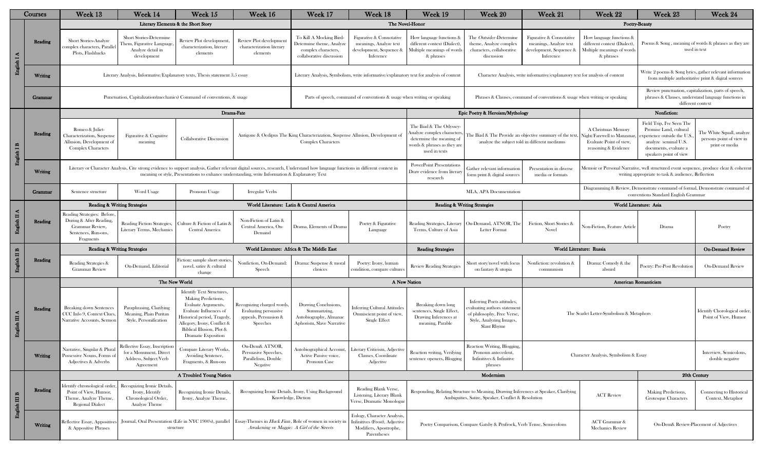| Courses | | Week 13 | Week 14 | Week 15 | Week 16 | Week 17 | Week 18 | Week 19 | Week 20 | Week 21 | Week 22 | Week 23 | Week 24 |
|---|---|---|---|---|---|---|---|---|---|---|---|---|---|
| English I A | | Literary Elements & the Short Story | | | | The Novel-Honor | | | | Poetry-Beauty | | | |
| | Reading | Short Stories-Analyze complex characters, Parallel Plots, Flashbacks | Short Stories-Determine Them, Figurative Language, Analyze detail in development | Review Plot development, characterization, literary elements | Review Plot development characterization literary elements | To Kill A Mocking Bird-Determine theme, Analyze complex characters, collaborative discussion | Figurative & Connotative meanings, Analyze text development, Sequence & Inference | How language functions & different context (Dialect), Multiple meanings of words & phrases | The *Outsider*-Determine theme, Analyze complex characters, collaborative discussion | Figurative & Connotative meanings, Analyze text development, Sequence & Inference | How language functions & different context (Dialect), Multiple meanings of words & phrases | Poems & Song , meaning of words & phrases as they are used in text | |
| | Writing | Literary Analysis, Informative/Explanatory texts, Thesis statement 3.5 essay | | | | Literary Analysis, Symbolism, write informative/explanatory text for analysis of content | | | Character Analysis, write informative/explanatory text for analysis of content | | | Write 2 poems & Song lyrics, gather relevant information from multiple authoritative print & digital sources | |
| | Grammar | Punctuation, Capitalization(mechanics) Command of conventions, & usage | | | | Parts of speech, command of conventions & usage when writing or speaking | | | Phrases & Clauses, command of conventions & usage when writing or speaking | | | Review punctuation, capitalization, parts of speech, phrases & Clauses, understand language functions in different context | |
| English I B | | Drama-Fate | | | | | | Epic Poetry & Heroism/Mythology | | | Nonfiction: | | |
| | Reading | Romeo & Juliet-Characterization, Suspense Allusion, Development of Complex Characters | Figurative & Cognitive meaning | Collaborative Discussion | Antigone & Oedipus The King Characterization, Suspense Allusion, Development of Complex Characters | | | The Iliad & The Odyssey-Analyze complex characters, determine the meaning of words & phrases as they are used in texts | The Iliad & The Provide an objective summary of the text, analyze the subject told in different mediums | | A Christmas Memory Night/Farewell to Manzanar, Evaluate Point of view, reasoning & Evidence | Field Trip, I've Seen The Promise Land, cultural experience outside the U.S., analyze seminal U.S. documents, evaluate a speakers point of view | The White Squall, analyze persons point of view in print or media |
| | Writing | Literary or Character Analysis, Cite strong evidence to support analysis, Gather relevant digital sources, research, Understand how language functions in different context in meaning or style, Presentations to enhance understanding, write Information & Explanatory Text | | | | | | PowerPoint Presentations Draw evidence from literary research | Gather relevant information form print & digital sources | Presentation in diverse media or formats | Memoir or Personal Narrative, well structured event sequence, produce clear & coherent writing appropriate to task & audience, Reflection | | |
| | Grammar | Sentence structure | Word Usage | Pronoun Usage | Irregular Verbs | | | MLA, APA Documentation | | | Diagramming & Review, Demonstrate command of formal, Demonstrate command of conventions Standard English Grammar | | |
| English II A | | Reading & Writing Strategies | | World Literature: Latin & Central America | | | | Reading & Writing Strategies | | World Literature: Asia | | | |
| | Reading | Reading Strategies: Before, During & After Reading, Grammar Review, Sentences, Run-ons, Fragments | Reading Fiction Strategies, Literary Terms, Mechanics | Culture & Fiction of Latin & Central America | Non-Fiction of Latin & Central America, On-Demand | Drama, Elements of Drama | Poetry & Figurative Language | Reading Strategies, Literary Terms, Culture of Asia | On-Demand, ATNOR, The Letter Format | Fiction, Short Stories & Novel | Non-Fiction, Feature Article | Drama | Poetry |
| English II B | | Reading & Writing Strategies | | World Literature: Africa & The Middle East | | | | Reading Strategies | World Literature: Russia | | | | On-Demand Review |
| | Reading | Reading Strategies & Grammar Review | On-Demand, Editorial | Fiction: sample short stories, novel, satire & cultural change | Nonfiction, On-Demand: Speech | Drama: Suspense & moral choices | Poetry: Irony, human condition, compare cultures | Review Reading Strategies | Short story/novel with focus on fantasy & utopia | Nonfiction: revolution & communism | Drama: Comedy & the absurd | Poetry: Pre-Post Revolution | On-Demand Review |
| English III A | | The New World | | | | A New Nation | | | | American Romanticism | | | |
| | Reading | Breaking down Sentences CCC Info 9, Context Clues, Narrative Accounts, Sermon | Paraphrasing, Clarifying Meaning, Plain Puritan Style, Personification | Identify Text Structures, Making Predictions, Evaluate Arguments, Evaluate Influences of Historical period, Tragedy, Allegory, Irony, Conflict & Biblical Illusion, Plot & Dramatic Exposition | Recognizing charged words, Evaluating persuasive appeals, Persuasion & Speeches | Drawing Conclusions, Summarizing, Autobiography, Almanac Aphorism, Slave Narrative | Inferring Cultural Attitudes Omniscient point of view, Single Effect | Breaking down long sentences, Single Effect, Drawing Inferences at meaning, Parable | Inferring Poets attitudes, evaluating authors statement of philosophy, Free Verse, Style, Analyzing Images, Slant Rhyme | The Scarlet Letter-Symbolism & Metaphors | | | Identify Chorological order, Point of View, Humor |
| | Writing | Narrative, Singular & Plural Possessive Nouns, Forms of Adjectives & Adverbs | Reflective Essay, Inscription for a Monument, Direct Address, Subject/Verb Agreement | Compare Literary Works, Avoiding Sentence, Fragments, & Run-ons | On-Dem& ATNOR, Persuasive Speeches, Parallelism, Double Negative | Autobiographical Account, Active Passive voice, Pronoun Case | Literary Criticism, Adjective Clauses, Coordinate Adjective | Reaction writing, Verifying sentence openers, Blogging | Reaction Writing, Blogging, Pronoun antecedent, Infinitives & Infinitive phrases | Character Analysis, Symbolism & Essay | | | Interview, Semicolons, double negative |
| English III B | | A Troubled Young Nation | | | | | Modernism | | | | | 20th Century | |
| | Reading | Identify chronological order, Point of View, Humor, Theme, Analyze Theme, Regional Dialect | Recognizing Ironic Details, Irony, Identify Chronological Order, Analyze Theme | Recognizing Ironic Details, Irony, Analyze Theme, | Recognizing Ironic Details, Irony, Using Background Knowledge, Diction | | Reading Blank Verse, Listening, Literary Blank Verse, Dramatic Monologue | Responding, Relating Structure to Meaning, Drawing Inferences at Speaker, Clarifying Ambiguities, Satire, Speaker, Conflict & Resolution | | | ACT Review | Making Predictions, Grotesque Characters | Connecting to Historical Context, Metaphor |
| | Writing | Reflective Essay, Appositives & Appositive Phrases | Journal, Oral Presentation (Life in NYC 1900's), parallel structure | | Essay-Themes in *Huck Finn*, Role of women in society in *Awakening* or *Maggie: A Girl of the Streets* | | Eulogy, Character Analysis, Infinitives (Frost), Adjective Modifiers, Apostrophe, Parentheses | Poetry Comparison, Compare Gatsby & Prufrock, Verb Tense, Semi-colons | | | ACT Grammar & Mechanics Review | On-Dem& Review-Placement of Adjectives | |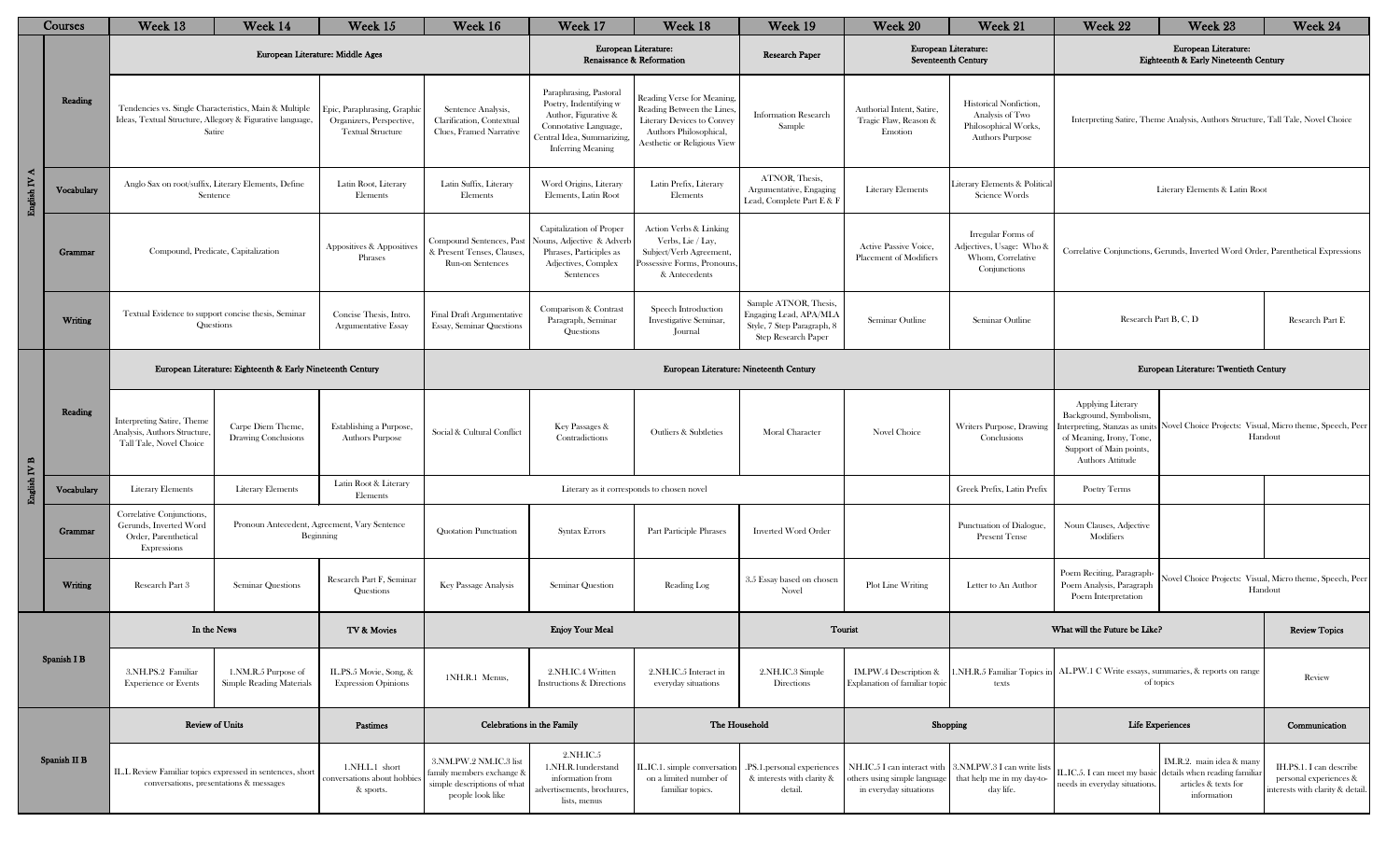| Courses | | Week 13 | Week 14 | Week 15 | Week 16 | Week 17 | Week 18 | Week 19 | Week 20 | Week 21 | Week 22 | Week 23 | Week 24 |
|---|---|---|---|---|---|---|---|---|---|---|---|---|---|
| English IV A | | European Literature: Middle Ages | | | | European Literature: Renaissance & Reformation | | Research Paper | European Literature: Seventeenth Century | | European Literature: Eighteenth & Early Nineteenth Century | | |
| | Reading | Tendencies vs. Single Characteristics, Main & Multiple Ideas, Textual Structure, Allegory & Figurative language, Satire | | Epic, Paraphrasing, Graphic Organizers, Perspective, Textual Structure | Sentence Analysis, Clarification, Contextual Clues, Framed Narrative | Paraphrasing, Pastoral Poetry, Indentifying w Author, Figurative & Connotative Language, Central Idea, Summarizing, Inferring Meaning | Reading Verse for Meaning, Reading Between the Lines, Literary Devices to Convey Authors Philosophical, Aesthetic or Religious View | Information Research Sample | Authorial Intent, Satire, Tragic Flaw, Reason & Emotion | Historical Nonfiction, Analysis of Two Philosophical Works, Authors Purpose | Interpreting Satire, Theme Analysis, Authors Structure, Tall Tale, Novel Choice | | |
| | Vocabulary | Anglo Sax on root/suffix, Literary Elements, Define Sentence | | Latin Root, Literary Elements | Latin Suffix, Literary Elements | Word Origins, Literary Elements, Latin Root | Latin Prefix, Literary Elements | ATNOR, Thesis, Argumentative, Engaging Lead, Complete Part E & F | Literary Elements | Literary Elements & Political Science Words | Literary Elements & Latin Root | | |
| | Grammar | Compound, Predicate, Capitalization | | Appositives & Appositives Phrases | Compound Sentences, Past & Present Tenses, Clauses, Run-on Sentences | Capitalization of Proper Nouns, Adjective & Adverb Phrases, Participles as Adjectives, Complex Sentences | Action Verbs & Linking Verbs, Lie / Lay, Subject/Verb Agreement, Possessive Forms, Pronouns, & Antecedents | | Active Passive Voice, Placement of Modifiers | Irregular Forms of Adjectives, Usage: Who & Whom, Correlative Conjunctions | Correlative Conjunctions, Gerunds, Inverted Word Order, Parenthetical Expressions | | |
| | Writing | Textual Evidence to support concise thesis, Seminar Questions | | Concise Thesis, Intro. Argumentative Essay | Final Draft Argumentative Essay, Seminar Questions | Comparison & Contrast Paragraph, Seminar Questions | Speech Introduction Investigative Seminar, Journal | Sample ATNOR, Thesis, Engaging Lead, APA/MLA Style, 7 Step Paragraph, 8 Step Research Paper | Seminar Outline | Seminar Outline | Research Part B, C, D | | Research Part E |
| English IV B | | European Literature: Eighteenth & Early Nineteenth Century | | | European Literature: Nineteenth Century | | | | | | European Literature: Twentieth Century | | |
| | Reading | Interpreting Satire, Theme Analysis, Authors Structure, Tall Tale, Novel Choice | Carpe Diem Theme, Drawing Conclusions | Establishing a Purpose, Authors Purpose | Social & Cultural Conflict | Key Passages & Contradictions | Outliers & Subtleties | Moral Character | Novel Choice | Writers Purpose, Drawing Conclusions | Applying Literary Background, Symbolism, Interpreting, Stanzas as units of Meaning, Irony, Tone, Support of Main points, Authors Attitude | Novel Choice Projects: Visual, Micro theme, Speech, Peer Handout | |
| | Vocabulary | Literary Elements | Literary Elements | Latin Root & Literary Elements | Literary as it corresponds to chosen novel | | | | | Greek Prefix, Latin Prefix | Poetry Terms | | |
| | Grammar | Correlative Conjunctions, Gerunds, Inverted Word Order, Parenthetical Expressions | Pronoun Antecedent, Agreement, Vary Sentence Beginning | | Quotation Punctuation | Syntax Errors | Part Participle Phrases | Inverted Word Order | | Punctuation of Dialogue, Present Tense | Noun Clauses, Adjective Modifiers | | |
| | Writing | Research Part 3 | Seminar Questions | Research Part F, Seminar Questions | Key Passage Analysis | Seminar Question | Reading Log | 3.5 Essay based on chosen Novel | Plot Line Writing | Letter to An Author | Poem Reciting, Paragraph-Poem Analysis, Paragraph Poem Interpretation | Novel Choice Projects: Visual, Micro theme, Speech, Peer Handout | |
| Spanish I B | | In the News | | TV & Movies | Enjoy Your Meal | | | Tourist | | | What will the Future be Like? | | Review Topics |
| | | 3.NH.PS.2 Familiar Experience or Events | 1.NM.R.5 Purpose of Simple Reading Materials | IL.PS.5 Movie, Song, & Expression Opinions | 1NH.R.1 Menus, | 2.NH.IC.4 Written Instructions & Directions | 2.NH.IC.5 Interact in everyday situations | 2.NH.IC.3 Simple Directions | IM.PW.4 Description & Explanation of familiar topic | 1.NH.R.5 Familiar Topics in texts | AL.PW.1 C Write essays, summaries, & reports on range of topics | | Review |
| Spanish II B | | Review of Units | | Pastimes | Celebrations in the Family | | The Household | | Shopping | | Life Experiences | | Communication |
| | | IL.I. Review Familiar topics expressed in sentences, short conversations, presentations & messages | | 1.NH.I.1 short conversations about hobbies & sports. | 3.NM.PW.2 NM.IC.3 list family members exchange & simple descriptions of what people look like | 2.NH.IC.5 1.NH.R.1understand information from advertisements, brochures, lists, menus | IL.IC.1. simple conversation on a limited number of familiar topics. | .PS.1.personal experiences & interests with clarity & detail. | NH.IC.5 I can interact with others using simple language in everyday situations | 3.NM.PW.3 I can write lists that help me in my day-to-day life. | IL.IC.5. I can meet my basic needs in everyday situations. | IM.R.2. main idea & many details when reading familiar articles & texts for information | IH.PS.1. I can describe personal experiences & interests with clarity & detail. |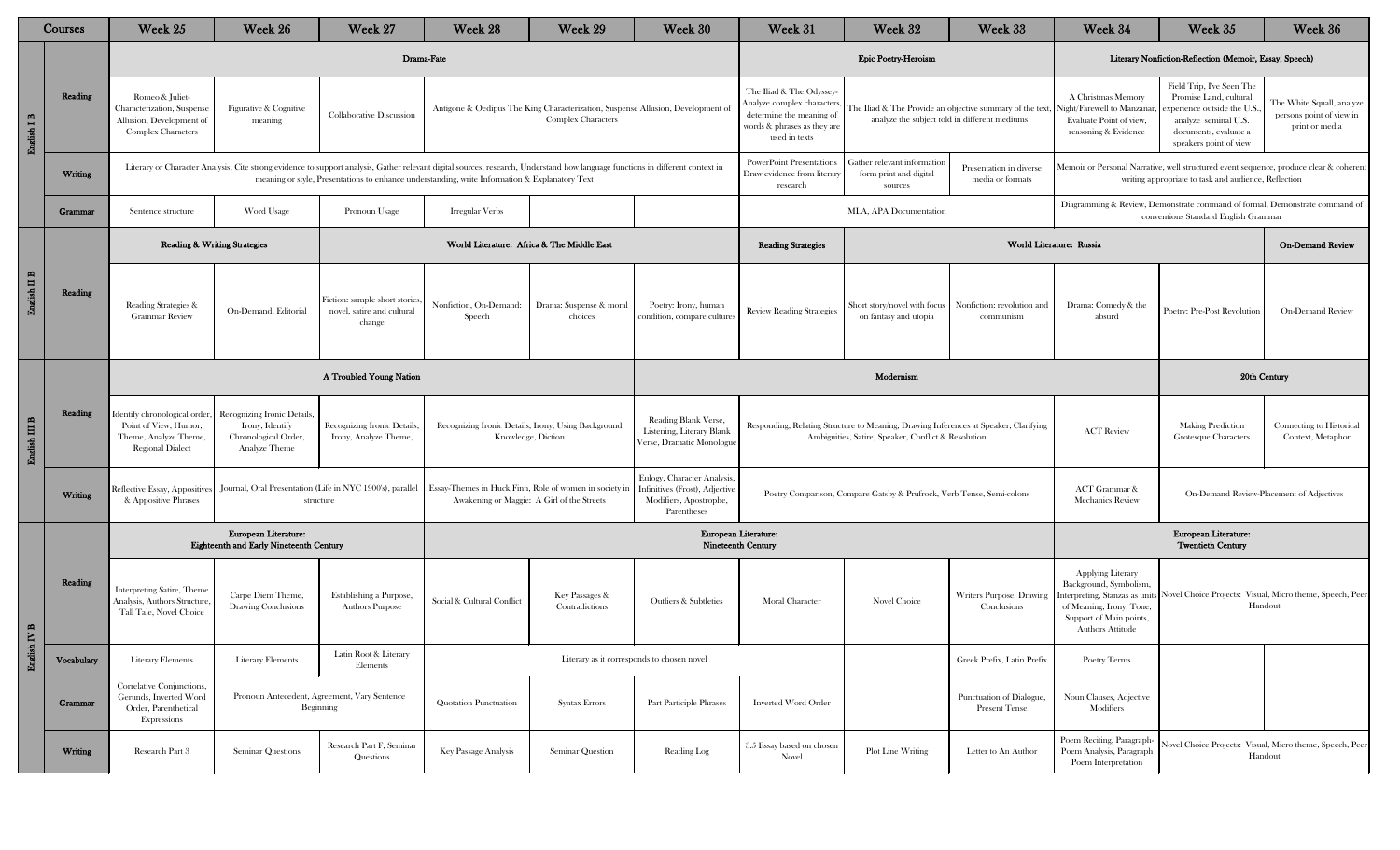| Courses | | Week 25 | Week 26 | Week 27 | Week 28 | Week 29 | Week 30 | Week 31 | Week 32 | Week 33 | Week 34 | Week 35 | Week 36 |
|---|---|---|---|---|---|---|---|---|---|---|---|---|---|
| English I B | | Drama-Fate | | | | | | Epic Poetry-Heroism | | | Literary Nonfiction-Reflection (Memoir, Essay, Speech) | | |
| | Reading | Romeo & Juliet-Characterization, Suspense Allusion, Development of Complex Characters | Figurative & Cognitive meaning | Collaborative Discussion | Antigone & Oedipus The King Characterization, Suspense Allusion, Development of Complex Characters | | | The Iliad & The Odyssey-Analyze complex characters, determine the meaning of words & phrases as they are used in texts | The Iliad & The Provide an objective summary of the text, analyze the subject told in different mediums | | A Christmas Memory Night/Farewell to Manzanar, Evaluate Point of view, reasoning & Evidence | Field Trip, I've Seen The Promise Land, cultural experience outside the U.S., analyze seminal U.S. documents, evaluate a speakers point of view | The White Squall, analyze persons point of view in print or media |
| | Writing | Literary or Character Analysis, Cite strong evidence to support analysis, Gather relevant digital sources, research, Understand how language functions in different context in meaning or style, Presentations to enhance understanding, write Information & Explanatory Text | | | | | | PowerPoint Presentations Draw evidence from literary research | Gather relevant information form print and digital sources | Presentation in diverse media or formats | Memoir or Personal Narrative, well structured event sequence, produce clear & coherent writing appropriate to task and audience, Reflection | | |
| | Grammar | Sentence structure | Word Usage | Pronoun Usage | Irregular Verbs | | | MLA, APA Documentation | | | Diagramming & Review, Demonstrate command of formal, Demonstrate command of conventions Standard English Grammar | | |
| English II B | | Reading & Writing Strategies | | World Literature: Africa & The Middle East | | | | Reading Strategies | World Literature: Russia | | | | On-Demand Review |
| | Reading | Reading Strategies & Grammar Review | On-Demand, Editorial | Fiction: sample short stories, novel, satire and cultural change | Nonfiction, On-Demand: Speech | Drama: Suspense & moral choices | Poetry: Irony, human condition, compare cultures | Review Reading Strategies | Short story/novel with focus on fantasy and utopia | Nonfiction: revolution and communism | Drama: Comedy & the absurd | Poetry: Pre-Post Revolution | On-Demand Review |
| English III B | | A Troubled Young Nation | | | | | Modernism | | | | | 20th Century | |
| | Reading | Identify chronological order, Point of View, Humor, Theme, Analyze Theme, Regional Dialect | Recognizing Ironic Details, Irony, Identify Chronological Order, Analyze Theme | Recognizing Ironic Details, Irony, Analyze Theme, | Recognizing Ironic Details, Irony, Using Background Knowledge, Diction | | Reading Blank Verse, Listening, Literary Blank Verse, Dramatic Monologue | Responding, Relating Structure to Meaning, Drawing Inferences at Speaker, Clarifying Ambiguities, Satire, Speaker, Conflict & Resolution | | | ACT Review | Making Prediction Grotesque Characters | Connecting to Historical Context, Metaphor |
| | Writing | Reflective Essay, Appositives & Appositive Phrases | Journal, Oral Presentation (Life in NYC 1900's), parallel structure | | Essay-Themes in Huck Finn, Role of women in society in Awakening or Maggie: A Girl of the Streets | | Eulogy, Character Analysis, Infinitives (Frost), Adjective Modifiers, Apostrophe, Parentheses | Poetry Comparison, Compare Gatsby & Prufrock, Verb Tense, Semi-colons | | | ACT Grammar & Mechanics Review | On-Demand Review-Placement of Adjectives | |
| English IV B | | European Literature: Eighteenth and Early Nineteenth Century | | | European Literature: Nineteenth Century | | | | | | European Literature: Twentieth Century | | |
| | Reading | Interpreting Satire, Theme Analysis, Authors Structure, Tall Tale, Novel Choice | Carpe Diem Theme, Drawing Conclusions | Establishing a Purpose, Authors Purpose | Social & Cultural Conflict | Key Passages & Contradictions | Outliers & Subtleties | Moral Character | Novel Choice | Writers Purpose, Drawing Conclusions | Applying Literary Background, Symbolism, Interpreting, Stanzas as units of Meaning, Irony, Tone, Support of Main points, Authors Attitude | Novel Choice Projects: Visual, Micro theme, Speech, Peer Handout | |
| | Vocabulary | Literary Elements | Literary Elements | Latin Root & Literary Elements | Literary as it corresponds to chosen novel | | | | | Greek Prefix, Latin Prefix | Poetry Terms | | |
| | Grammar | Correlative Conjunctions, Gerunds, Inverted Word Order, Parenthetical Expressions | Pronoun Antecedent, Agreement, Vary Sentence Beginning | | Quotation Punctuation | Syntax Errors | Part Participle Phrases | Inverted Word Order | | Punctuation of Dialogue, Present Tense | Noun Clauses, Adjective Modifiers | | |
| | Writing | Research Part 3 | Seminar Questions | Research Part F, Seminar Questions | Key Passage Analysis | Seminar Question | Reading Log | 3.5 Essay based on chosen Novel | Plot Line Writing | Letter to An Author | Poem Reciting, Paragraph-Poem Analysis, Paragraph Poem Interpretation | Novel Choice Projects: Visual, Micro theme, Speech, Peer Handout | |